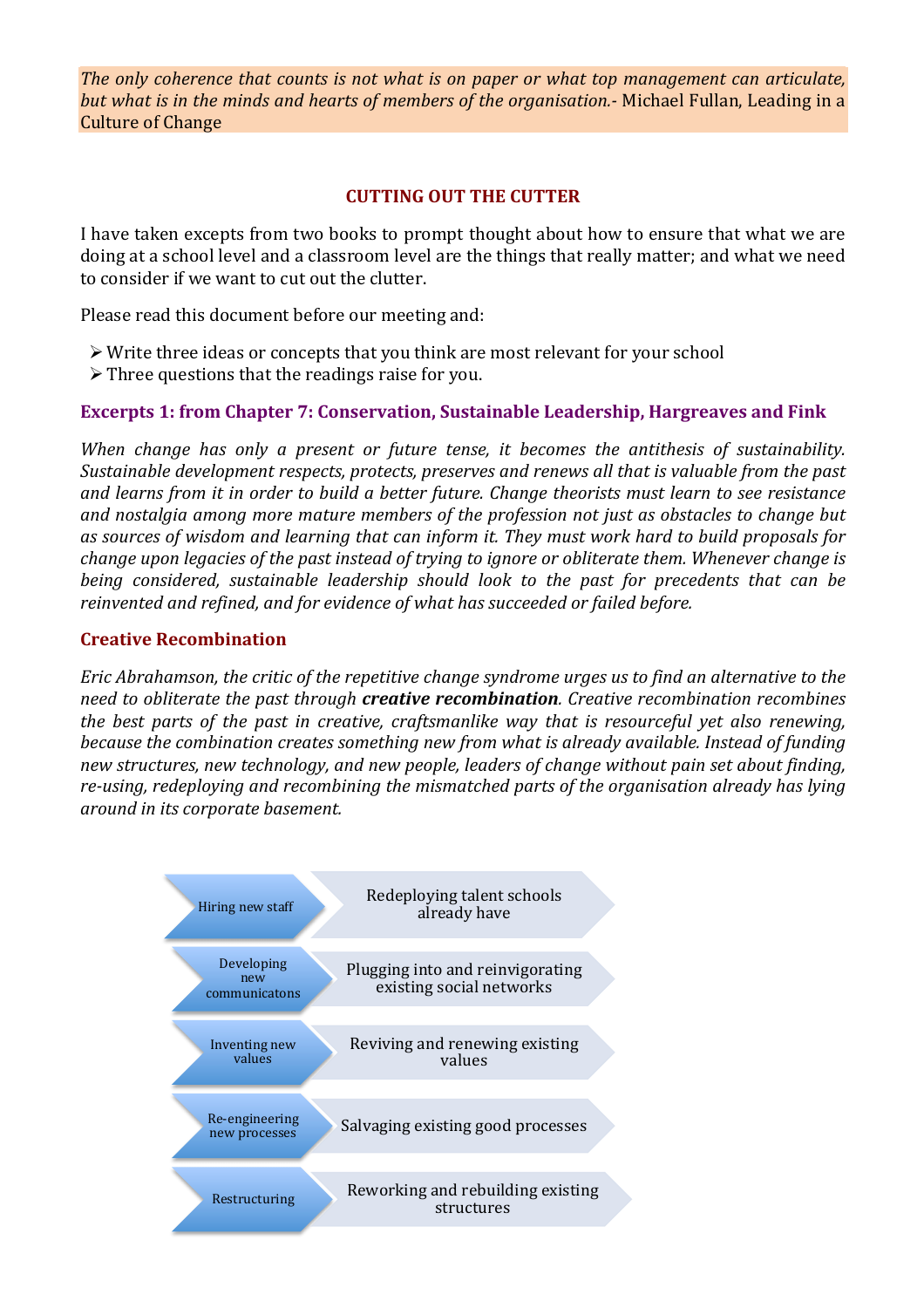*The only coherence that counts is not what is on paper or what top management can articulate, but what is in the minds and hearts of members of the organisation.*- Michael Fullan, Leading in a Culture of Change

## CUTTING OUT THE CUTTER

I have taken excepts from two books to prompt thought about how to ensure that what we are doing at a school level and a classroom level are the things that really matter; and what we need to consider if we want to cut out the clutter.

Please read this document before our meeting and:

- Write three ideas or concepts that you think are most relevant for your school
- Three questions that the readings raise for you.

### Excerpts 1: from Chapter 7: Conservation, Sustainable Leadership, Hargreaves and Fink

*When change has only a present or future tense, it becomes the antithesis of sustainability. Sustainable development respects, protects, preserves and renews all that is valuable from the past and learns from it in order to build a better future. Change theorists must learn to see resistance and nostalgia among more mature members of the profession not just as obstacles to change but as sources of wisdom and learning that can inform it. They must work hard to build proposals for change upon legacies of the past instead of trying to ignore or obliterate them. Whenever change is being considered, sustainable leadership should look to the past for precedents that can be reinvented and refined, and for evidence of what has succeeded or failed before.*

### Creative Recombination

*Eric Abrahamson, the critic of the repetitive change syndrome urges us to find an alternative to the need to obliterate the past through* ***creative recombination****. Creative recombination recombines the best parts of the past in creative, craftsmanlike way that is resourceful yet also renewing, because the combination creates something new from what is already available. Instead of funding new structures, new technology, and new people, leaders of change without pain set about finding, re-using, redeploying and recombining the mismatched parts of the organisation already has lying around in its corporate basement.*

| | |
|---|---|
| Hiring new staff | Redeploying talent schools already have |
| Developing new communicatons | Plugging into and reinvigorating existing social networks |
| Inventing new values | Reviving and renewing existing values |
| Re-engineering new processes | Salvaging existing good processes |
| Restructuring | Reworking and rebuilding existing structures |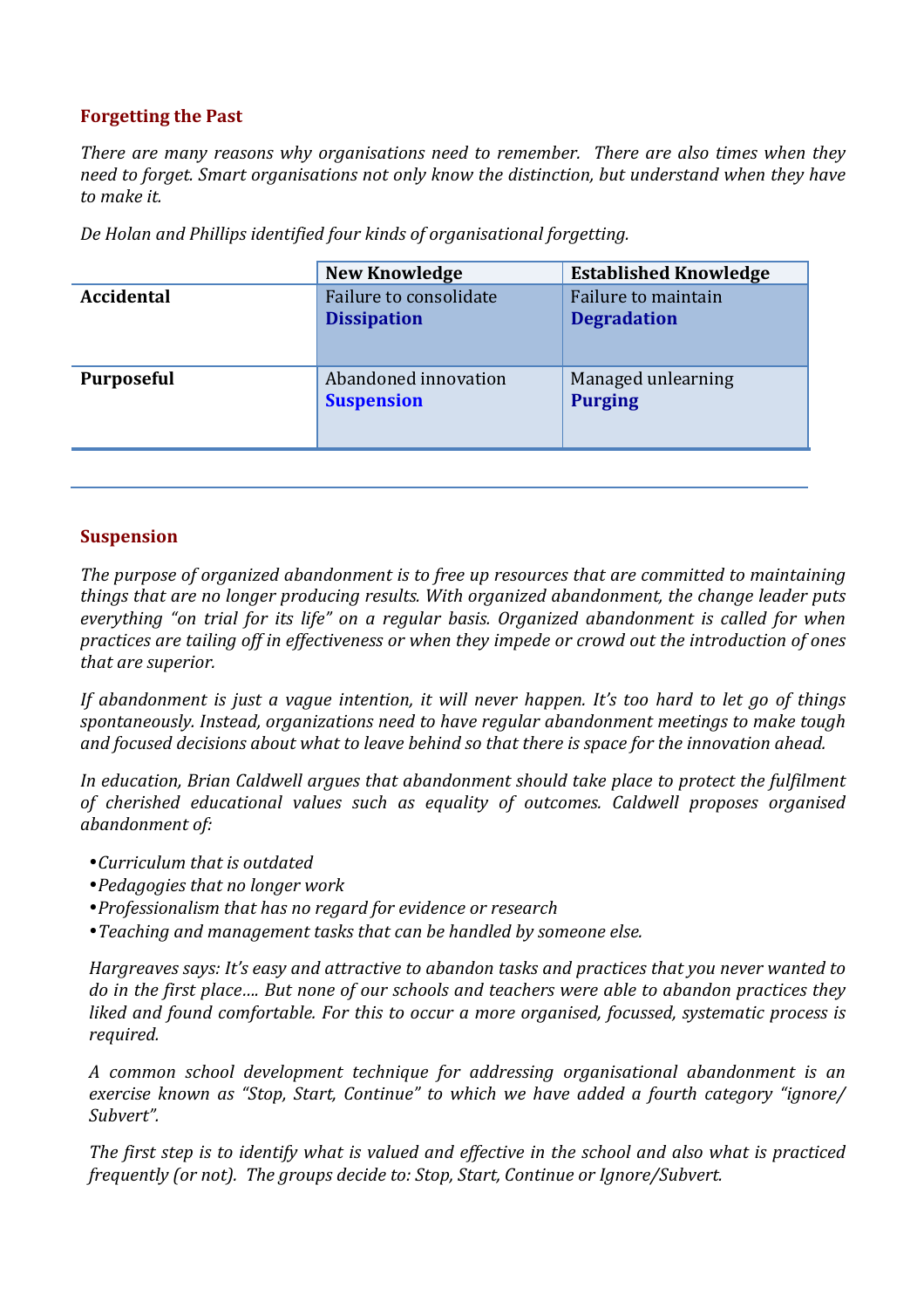## Forgetting the Past

*There are many reasons why organisations need to remember. There are also times when they need to forget. Smart organisations not only know the distinction, but understand when they have to make it.*

*De Holan and Phillips identified four kinds of organisational forgetting.*

| | **New Knowledge** | **Established Knowledge** |
|---|---|---|
| **Accidental** | Failure to consolidate **Dissipation** | Failure to maintain **Degradation** |
| **Purposeful** | Abandoned innovation **Suspension** | Managed unlearning **Purging** |

## Suspension

*The purpose of organized abandonment is to free up resources that are committed to maintaining things that are no longer producing results. With organized abandonment, the change leader puts everything "on trial for its life" on a regular basis. Organized abandonment is called for when practices are tailing off in effectiveness or when they impede or crowd out the introduction of ones that are superior.*

*If abandonment is just a vague intention, it will never happen. It's too hard to let go of things spontaneously. Instead, organizations need to have regular abandonment meetings to make tough and focused decisions about what to leave behind so that there is space for the innovation ahead.*

*In education, Brian Caldwell argues that abandonment should take place to protect the fulfilment of cherished educational values such as equality of outcomes. Caldwell proposes organised abandonment of:*

- *Curriculum that is outdated*
- *Pedagogies that no longer work*
- *Professionalism that has no regard for evidence or research*
- *Teaching and management tasks that can be handled by someone else.*

*Hargreaves says: It's easy and attractive to abandon tasks and practices that you never wanted to do in the first place…. But none of our schools and teachers were able to abandon practices they liked and found comfortable. For this to occur a more organised, focussed, systematic process is required.*

*A common school development technique for addressing organisational abandonment is an exercise known as "Stop, Start, Continue" to which we have added a fourth category "ignore/ Subvert".*

*The first step is to identify what is valued and effective in the school and also what is practiced frequently (or not). The groups decide to: Stop, Start, Continue or Ignore/Subvert.*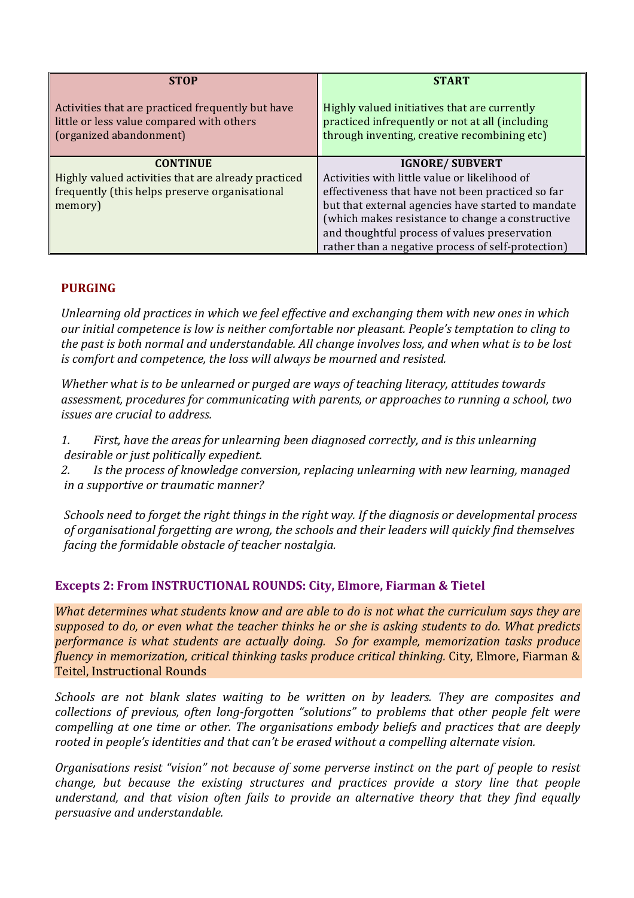| STOP | START |
| --- | --- |
| Activities that are practiced frequently but have little or less value compared with others (organized abandonment) | Highly valued initiatives that are currently practiced infrequently or not at all (including through inventing, creative recombining etc) |
| **CONTINUE** | **IGNORE/ SUBVERT** |
| Highly valued activities that are already practiced frequently (this helps preserve organisational memory) | Activities with little value or likelihood of effectiveness that have not been practiced so far but that external agencies have started to mandate (which makes resistance to change a constructive and thoughtful process of values preservation rather than a negative process of self-protection) |

### PURGING

*Unlearning old practices in which we feel effective and exchanging them with new ones in which our initial competence is low is neither comfortable nor pleasant. People's temptation to cling to the past is both normal and understandable. All change involves loss, and when what is to be lost is comfort and competence, the loss will always be mourned and resisted.*

*Whether what is to be unlearned or purged are ways of teaching literacy, attitudes towards assessment, procedures for communicating with parents, or approaches to running a school, two issues are crucial to address.*

1. *First, have the areas for unlearning been diagnosed correctly, and is this unlearning desirable or just politically expedient.*
2. *Is the process of knowledge conversion, replacing unlearning with new learning, managed in a supportive or traumatic manner?*

*Schools need to forget the right things in the right way. If the diagnosis or developmental process of organisational forgetting are wrong, the schools and their leaders will quickly find themselves facing the formidable obstacle of teacher nostalgia.*

### Excepts 2: From INSTRUCTIONAL ROUNDS: City, Elmore, Fiarman & Tietel

*What determines what students know and are able to do is not what the curriculum says they are supposed to do, or even what the teacher thinks he or she is asking students to do. What predicts performance is what students are actually doing. So for example, memorization tasks produce fluency in memorization, critical thinking tasks produce critical thinking.* City, Elmore, Fiarman & Teitel, Instructional Rounds

*Schools are not blank slates waiting to be written on by leaders. They are composites and collections of previous, often long-forgotten "solutions" to problems that other people felt were compelling at one time or other. The organisations embody beliefs and practices that are deeply rooted in people's identities and that can't be erased without a compelling alternate vision.*

*Organisations resist "vision" not because of some perverse instinct on the part of people to resist change, but because the existing structures and practices provide a story line that people understand, and that vision often fails to provide an alternative theory that they find equally persuasive and understandable.*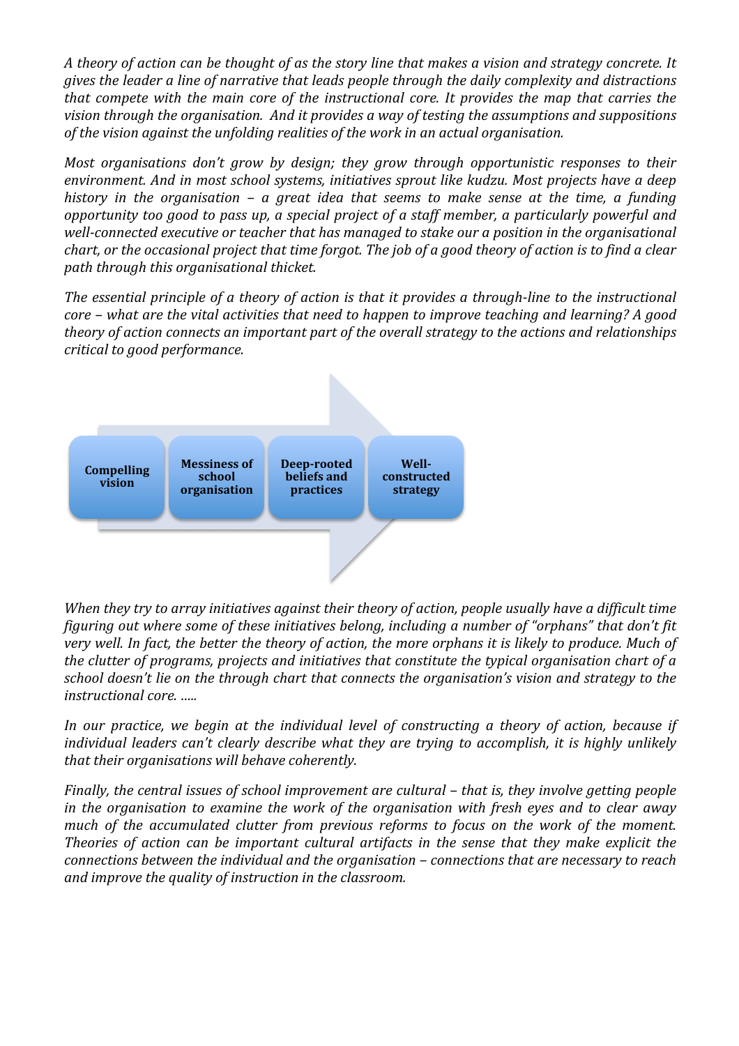*A theory of action can be thought of as the story line that makes a vision and strategy concrete. It gives the leader a line of narrative that leads people through the daily complexity and distractions that compete with the main core of the instructional core. It provides the map that carries the vision through the organisation. And it provides a way of testing the assumptions and suppositions of the vision against the unfolding realities of the work in an actual organisation.*

*Most organisations don't grow by design; they grow through opportunistic responses to their environment. And in most school systems, initiatives sprout like kudzu. Most projects have a deep history in the organisation – a great idea that seems to make sense at the time, a funding opportunity too good to pass up, a special project of a staff member, a particularly powerful and well-connected executive or teacher that has managed to stake our a position in the organisational chart, or the occasional project that time forgot. The job of a good theory of action is to find a clear path through this organisational thicket.*

*The essential principle of a theory of action is that it provides a through-line to the instructional core – what are the vital activities that need to happen to improve teaching and learning? A good theory of action connects an important part of the overall strategy to the actions and relationships critical to good performance.*

**Compelling vision**

**Messiness of school organisation**

**Deep-rooted beliefs and practices**

**Well-constructed strategy**

*When they try to array initiatives against their theory of action, people usually have a difficult time figuring out where some of these initiatives belong, including a number of "orphans" that don't fit very well. In fact, the better the theory of action, the more orphans it is likely to produce. Much of the clutter of programs, projects and initiatives that constitute the typical organisation chart of a school doesn't lie on the through chart that connects the organisation's vision and strategy to the instructional core. …..*

*In our practice, we begin at the individual level of constructing a theory of action, because if individual leaders can't clearly describe what they are trying to accomplish, it is highly unlikely that their organisations will behave coherently.*

*Finally, the central issues of school improvement are cultural – that is, they involve getting people in the organisation to examine the work of the organisation with fresh eyes and to clear away much of the accumulated clutter from previous reforms to focus on the work of the moment. Theories of action can be important cultural artifacts in the sense that they make explicit the connections between the individual and the organisation – connections that are necessary to reach and improve the quality of instruction in the classroom.*